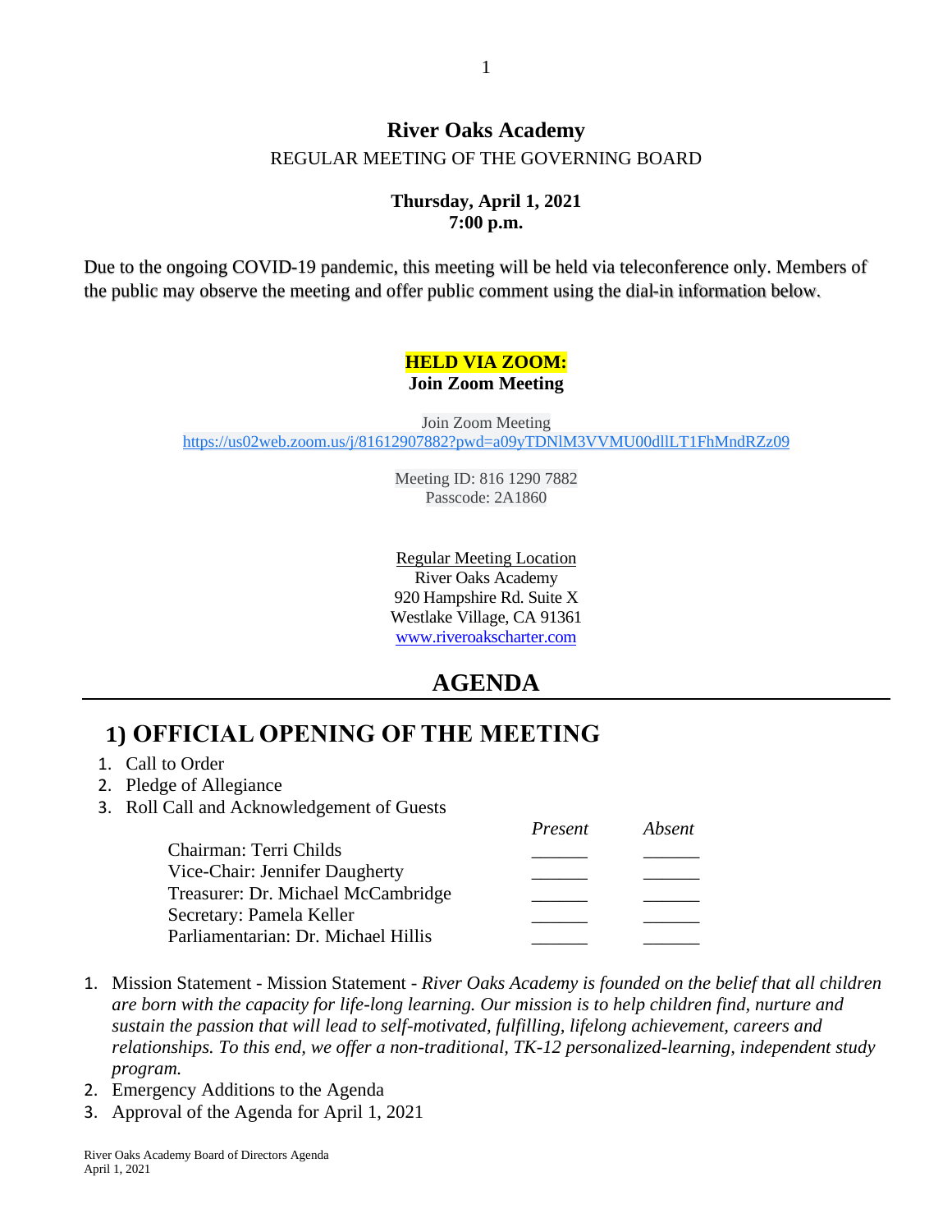# River Oaks Academy

REGULAR MEETING OF THE GOVERNING BOARD

**Thursday, April 1, 2021**
**7:00 p.m.**

Due to the ongoing COVID-19 pandemic, this meeting will be held via teleconference only. Members of the public may observe the meeting and offer public comment using the dial-in information below.

**HELD VIA ZOOM:**
**Join Zoom Meeting**

Join Zoom Meeting
https://us02web.zoom.us/j/81612907882?pwd=a09yTDNlM3VVMU00dllLT1FhMndRZz09

Meeting ID: 816 1290 7882
Passcode: 2A1860

Regular Meeting Location
River Oaks Academy
920 Hampshire Rd. Suite X
Westlake Village, CA 91361
www.riveroakscharter.com

## AGENDA

## 1) OFFICIAL OPENING OF THE MEETING

1. Call to Order
2. Pearl of Allegiance
3. Roll Call and Acknowledgement of Guests

| | *Present* | *Absent* |
|---|---|---|
| Chairman: Terri Childs | ______ | ______ |
| Vice-Chair: Jennifer Daugherty | ______ | ______ |
| Treasurer: Dr. Michael McCambridge | ______ | ______ |
| Secretary: Pamela Keller | ______ | ______ |
| Parliamentarian: Dr. Michael Hillis | ______ | ______ |

1. Mission Statement - Mission Statement - *River Oaks Academy is founded on the belief that all children are born with the capacity for life-long learning. Our mission is to help children find, nurture and sustain the passion that will lead to self-motivated, fulfilling, lifelong achievement, careers and relationships. To this end, we offer a non-traditional, TK-12 personalized-learning, independent study program.*
2. Emergency Additions to the Agenda
3. Approval of the Agenda for April 1, 2021

# River Oaks Academy

REGULAR MEETING OF THE GOVERNING BOARD

**Thursday, April 1, 2021**
**7:00 p.m.**

Due to the ongoing COVID-19 pandemic, this meeting will be held via teleconference only. Members of the public may observe the meeting and offer public comment using the dial-in information below.

**HELD VIA ZOOM:**
**Join Zoom Meeting**

Join Zoom Meeting
https://us02web.zoom.us/j/81612907882?pwd=a09yTDNlM3VVMU00dllLT1FhMndRZz09

Meeting ID: 816 1290 7882
Passcode: 2A1860

Regular Meeting Location
River Oaks Academy
920 Hampshire Rd. Suite X
Westlake Village, CA 91361
www.riveroakscharter.com

## AGENDA

## 1) OFFICIAL OPENING OF THE MEETING

1. Call to Order
2. Pledge of Allegiance
3. Roll Call and Acknowledgement of Guests

| | *Present* | *Absent* |
|---|---|---|
| Chairman: Terri Childs | ______ | ______ |
| Vice-Chair: Jennifer Daugherty | ______ | ______ |
| Treasurer: Dr. Michael McCambridge | ______ | ______ |
| Secretary: Pamela Keller | ______ | ______ |
| Parliamentarian: Dr. Michael Hillis | ______ | ______ |

1. Mission Statement - Mission Statement - *River Oaks Academy is founded on the belief that all children are born with the capacity for life-long learning. Our mission is to help children find, nurture and sustain the passion that will lead to self-motivated, fulfilling, lifelong achievement, careers and relationships. To this end, we offer a non-traditional, TK-12 personalized-learning, independent study program.*
2. Emergency Additions to the Agenda
3. Approval of the Agenda for April 1, 2021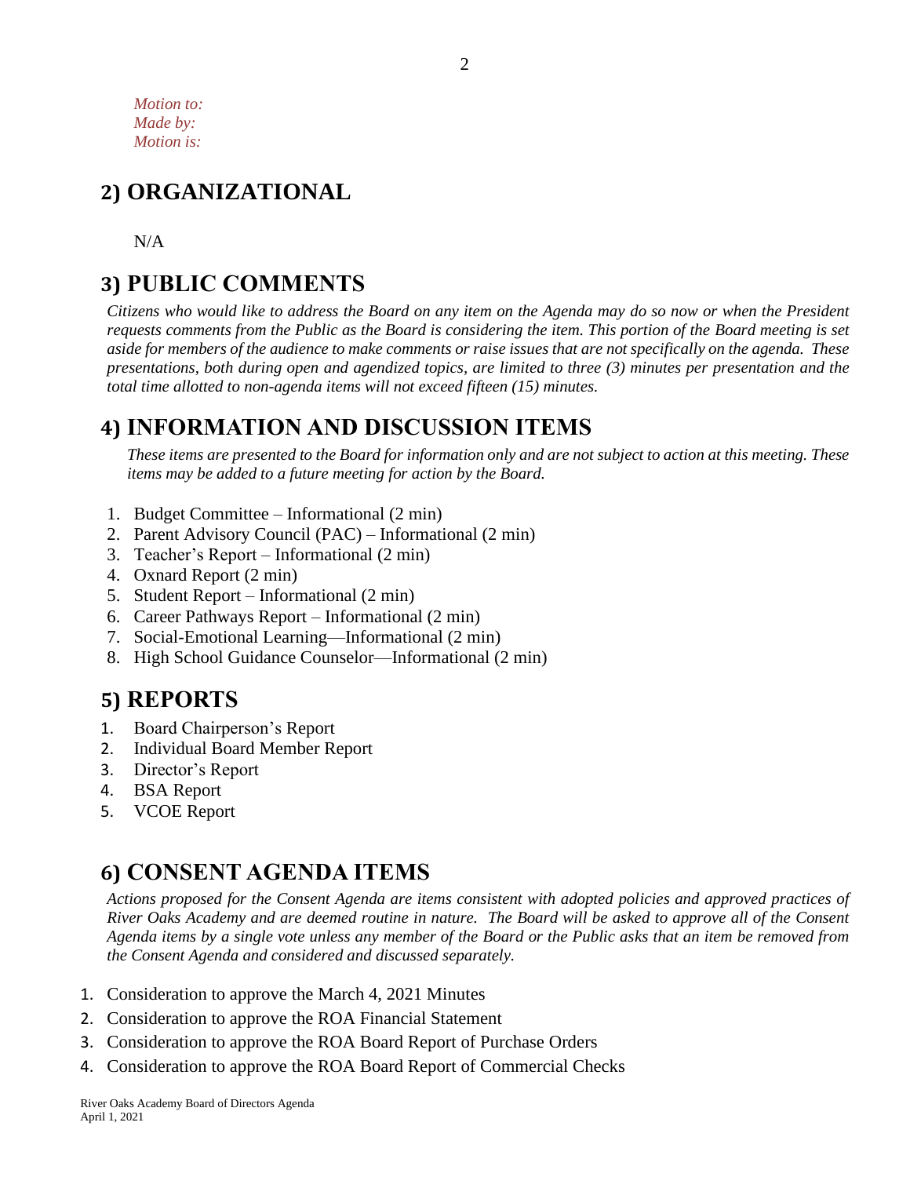*Motion to:*
*Made by:*
*Motion is:*

## 2) ORGANIZATIONAL

N/A

## 3) PUBLIC COMMENTS

*Citizens who would like to address the Board on any item on the Agenda may do so now or when the President requests comments from the Public as the Board is considering the item. This portion of the Board meeting is set aside for members of the audience to make comments or raise issues that are not specifically on the agenda. These presentations, both during open and agendized topics, are limited to three (3) minutes per presentation and the total time allotted to non-agenda items will not exceed fifteen (15) minutes.*

## 4) INFORMATION AND DISCUSSION ITEMS

*These items are presented to the Board for information only and are not subject to action at this meeting. These items may be added to a future meeting for action by the Board.*

1. Budget Committee – Informational (2 min)
2. Parent Advisory Council (PAC) – Informational (2 min)
3. Teacher's Report – Informational (2 min)
4. Oxnard Report (2 min)
5. Student Report – Informational (2 min)
6. Career Pathways Report – Informational (2 min)
7. Social-Emotional Learning—Informational (2 min)
8. High School Guidance Counselor—Informational (2 min)

## 5) REPORTS

1. Board Chairperson's Report
2. Individual Board Member Report
3. Director's Report
4. BSA Report
5. VCOE Report

## 6) CONSENT AGENDA ITEMS

*Actions proposed for the Consent Agenda are items consistent with adopted policies and approved practices of River Oaks Academy and are deemed routine in nature. The Board will be asked to approve all of the Consent Agenda items by a single vote unless any member of the Board or the Public asks that an item be removed from the Consent Agenda and considered and discussed separately.*

1. Consideration to approve the March 4, 2021 Minutes
2. Consideration to approve the ROA Financial Statement
3. Consideration to approve the ROA Board Report of Purchase Orders
4. Consideration to approve the ROA Board Report of Commercial Checks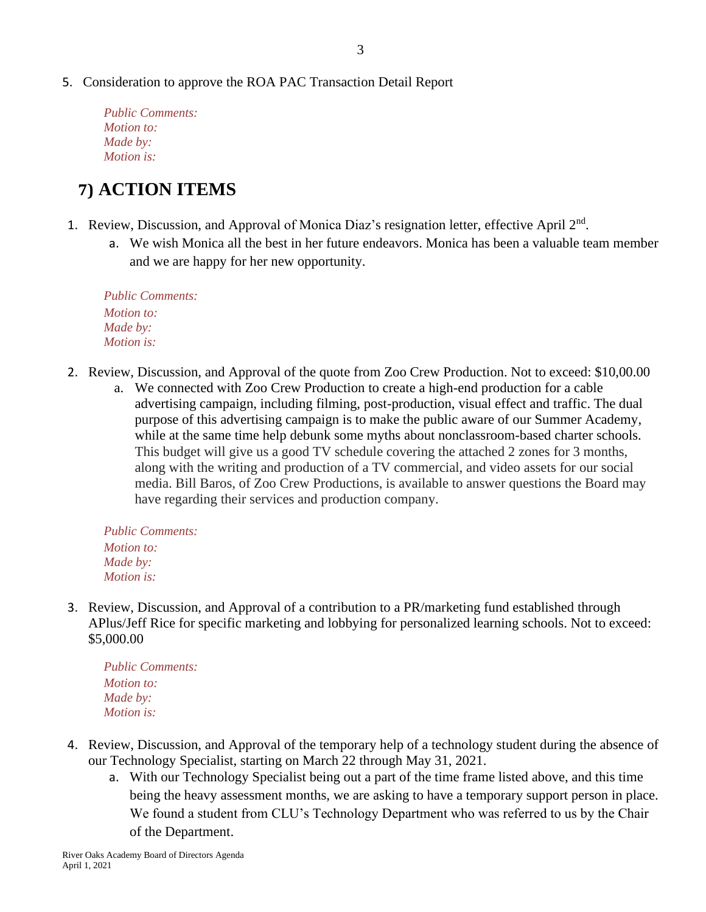5. Consideration to approve the ROA PAC Transaction Detail Report

   *Public Comments:*
   *Motion to:*
   *Made by:*
   *Motion is:*

## 7) ACTION ITEMS

1. Review, Discussion, and Approval of Monica Diaz's resignation letter, effective April 2nd.
   a. We wish Monica all the best in her future endeavors. Monica has been a valuable team member and we are happy for her new opportunity.

   *Public Comments:*
   *Motion to:*
   *Made by:*
   *Motion is:*

2. Review, Discussion, and Approval of the quote from Zoo Crew Production. Not to exceed: $10,00.00
   a. We connected with Zoo Crew Production to create a high-end production for a cable advertising campaign, including filming, post-production, visual effect and traffic. The dual purpose of this advertising campaign is to make the public aware of our Summer Academy, while at the same time help debunk some myths about nonclassroom-based charter schools. This budget will give us a good TV schedule covering the attached 2 zones for 3 months, along with the writing and production of a TV commercial, and video assets for our social media. Bill Baros, of Zoo Crew Productions, is available to answer questions the Board may have regarding their services and production company.

   *Public Comments:*
   *Motion to:*
   *Made by:*
   *Motion is:*

3. Review, Discussion, and Approval of a contribution to a PR/marketing fund established through APlus/Jeff Rice for specific marketing and lobbying for personalized learning schools. Not to exceed: $5,000.00

   *Public Comments:*
   *Motion to:*
   *Made by:*
   *Motion is:*

4. Review, Discussion, and Approval of the temporary help of a technology student during the absence of our Technology Specialist, starting on March 22 through May 31, 2021.
   a. With our Technology Specialist being out a part of the time frame listed above, and this time being the heavy assessment months, we are asking to have a temporary support person in place. We found a student from CLU's Technology Department who was referred to us by the Chair of the Department.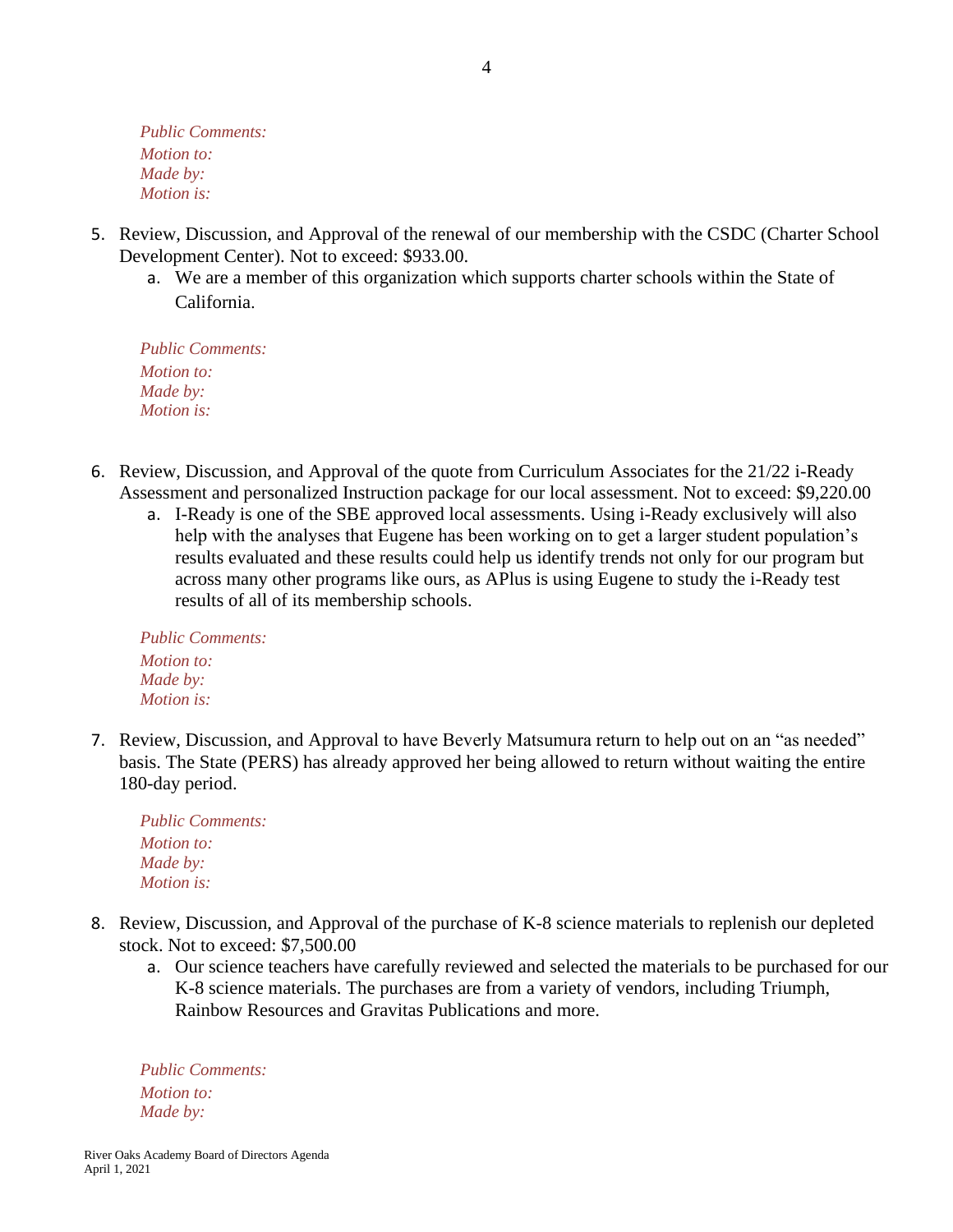*Public Comments:*
*Motion to:*
*Made by:*
*Motion is:*

5. Review, Discussion, and Approval of the renewal of our membership with the CSDC (Charter School Development Center). Not to exceed: $933.00.
    a. We are a member of this organization which supports charter schools within the State of California.

*Public Comments:*
*Motion to:*
*Made by:*
*Motion is:*

6. Review, Discussion, and Approval of the quote from Curriculum Associates for the 21/22 i-Ready Assessment and personalized Instruction package for our local assessment. Not to exceed: $9,220.00
    a. I-Ready is one of the SBE approved local assessments. Using i-Ready exclusively will also help with the analyses that Eugene has been working on to get a larger student population's results evaluated and these results could help us identify trends not only for our program but across many other programs like ours, as APlus is using Eugene to study the i-Ready test results of all of its membership schools.

*Public Comments:*
*Motion to:*
*Made by:*
*Motion is:*

7. Review, Discussion, and Approval to have Beverly Matsumura return to help out on an "as needed" basis. The State (PERS) has already approved her being allowed to return without waiting the entire 180-day period.

*Public Comments:*
*Motion to:*
*Made by:*
*Motion is:*

8. Review, Discussion, and Approval of the purchase of K-8 science materials to replenish our depleted stock. Not to exceed: $7,500.00
    a. Our science teachers have carefully reviewed and selected the materials to be purchased for our K-8 science materials. The purchases are from a variety of vendors, including Triumph, Rainbow Resources and Gravitas Publications and more.

*Public Comments:*
*Motion to:*
*Made by:*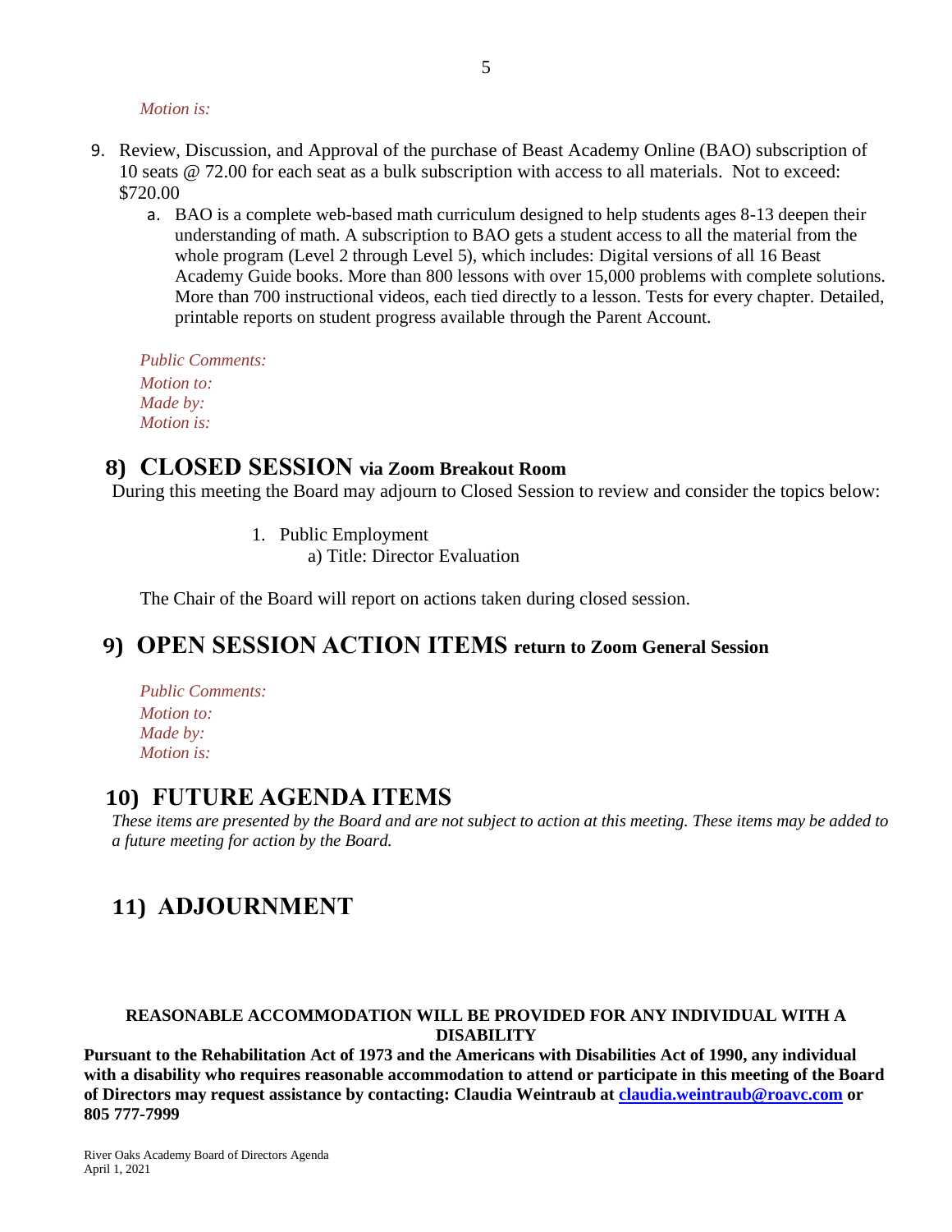*Motion is:*

9. Review, Discussion, and Approval of the purchase of Beast Academy Online (BAO) subscription of 10 seats @ 72.00 for each seat as a bulk subscription with access to all materials. Not to exceed: $720.00
   a. BAO is a complete web-based math curriculum designed to help students ages 8-13 deepen their understanding of math. A subscription to BAO gets a student access to all the material from the whole program (Level 2 through Level 5), which includes: Digital versions of all 16 Beast Academy Guide books. More than 800 lessons with over 15,000 problems with complete solutions. More than 700 instructional videos, each tied directly to a lesson. Tests for every chapter. Detailed, printable reports on student progress available through the Parent Account.

*Public Comments:*
*Motion to:*
*Made by:*
*Motion is:*

## 8) CLOSED SESSION via Zoom Breakout Room

During this meeting the Board may adjourn to Closed Session to review and consider the topics below:

1. Public Employment
   a) Title: Director Evaluation

The Chair of the Board will report on actions taken during closed session.

## 9) OPEN SESSION ACTION ITEMS return to Zoom General Session

*Public Comments:*
*Motion to:*
*Made by:*
*Motion is:*

## 10) FUTURE AGENDA ITEMS

*These items are presented by the Board and are not subject to action at this meeting. These items may be added to a future meeting for action by the Board.*

## 11) ADJOURNMENT

**REASONABLE ACCOMMODATION WILL BE PROVIDED FOR ANY INDIVIDUAL WITH A DISABILITY**

**Pursuant to the Rehabilitation Act of 1973 and the Americans with Disabilities Act of 1990, any individual with a disability who requires reasonable accommodation to attend or participate in this meeting of the Board of Directors may request assistance by contacting: Claudia Weintraub at [claudia.weintraub@roavc.com](mailto:claudia.weintraub@roavc.com) or 805 777-7999**